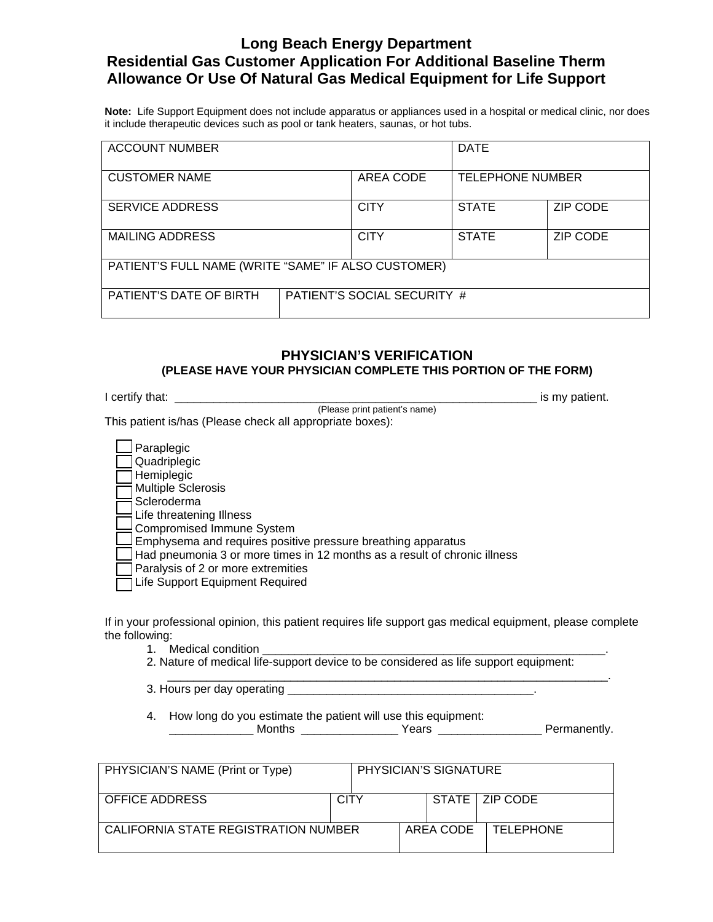# Long Beach Energy Department
# Residential Gas Customer Application For Additional Baseline Therm Allowance Or Use Of Natural Gas Medical Equipment for Life Support

**Note:** Life Support Equipment does not include apparatus or appliances used in a hospital or medical clinic, nor does it include therapeutic devices such as pool or tank heaters, saunas, or hot tubs.

| ACCOUNT NUMBER | | | DATE | |
|---|---|---|---|---|
| CUSTOMER NAME | | AREA CODE | TELEPHONE NUMBER | |
| SERVICE ADDRESS | | CITY | STATE | ZIP CODE |
| MAILING ADDRESS | | CITY | STATE | ZIP CODE |
| PATIENT'S FULL NAME (WRITE "SAME" IF ALSO CUSTOMER) | | | | |
| PATIENT'S DATE OF BIRTH | PATIENT'S SOCIAL SECURITY # | | | |

## PHYSICIAN'S VERIFICATION
### (PLEASE HAVE YOUR PHYSICIAN COMPLETE THIS PORTION OF THE FORM)

I certify that: ________________________________________________________ is my patient.
(Please print patient's name)

This patient is/has (Please check all appropriate boxes):

- ☐ Paraplegic
- ☐ Quadriplegic
- ☐ Hemiplegic
- ☐ Multiple Sclerosis
- ☐ Scleroderma
- ☐ Life threatening Illness
- ☐ Compromised Immune System
- ☐ Emphysema and requires positive pressure breathing apparatus
- ☐ Had pneumonia 3 or more times in 12 months as a result of chronic illness
- ☐ Paralysis of 2 or more extremities
- ☐ Life Support Equipment Required

If in your professional opinion, this patient requires life support gas medical equipment, please complete the following:

1. Medical condition ______________________________________________________.
2. Nature of medical life-support device to be considered as life support equipment:
   _____________________________________________________________________.
3. Hours per day operating ______________________________________.
4. How long do you estimate the patient will use this equipment:
   _____________ Months _______________ Years ________________ Permanently.

| PHYSICIAN'S NAME (Print or Type) | | PHYSICIAN'S SIGNATURE | | | |
|---|---|---|---|---|---|
| OFFICE ADDRESS | CITY | | STATE | ZIP CODE | |
| CALIFORNIA STATE REGISTRATION NUMBER | | AREA CODE | | TELEPHONE | |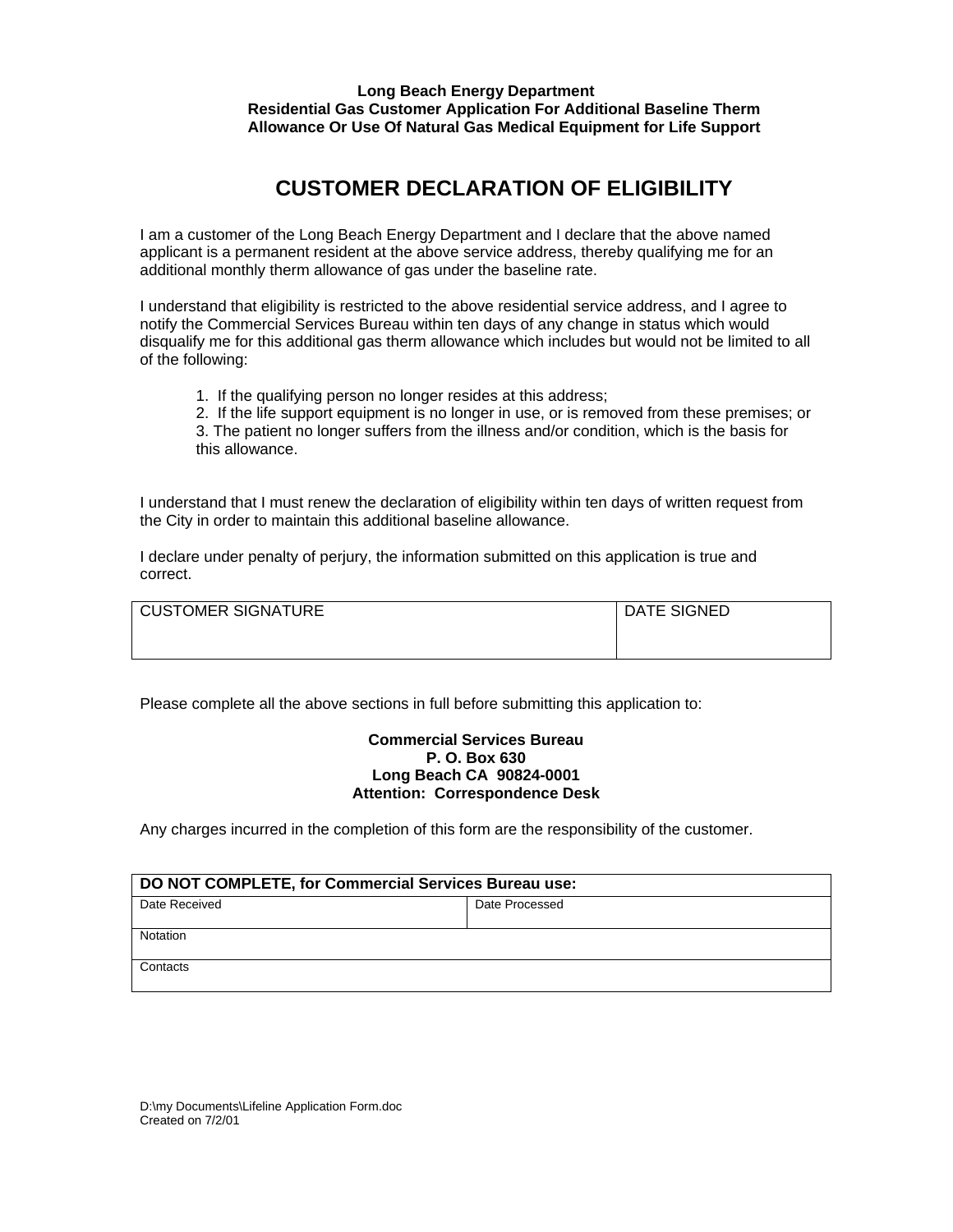**Long Beach Energy Department**
**Residential Gas Customer Application For Additional Baseline Therm Allowance Or Use Of Natural Gas Medical Equipment for Life Support**

# CUSTOMER DECLARATION OF ELIGIBILITY

I am a customer of the Long Beach Energy Department and I declare that the above named applicant is a permanent resident at the above service address, thereby qualifying me for an additional monthly therm allowance of gas under the baseline rate.

I understand that eligibility is restricted to the above residential service address, and I agree to notify the Commercial Services Bureau within ten days of any change in status which would disqualify me for this additional gas therm allowance which includes but would not be limited to all of the following:

1. If the qualifying person no longer resides at this address;
2. If the life support equipment is no longer in use, or is removed from these premises; or
3. The patient no longer suffers from the illness and/or condition, which is the basis for this allowance.

I understand that I must renew the declaration of eligibility within ten days of written request from the City in order to maintain this additional baseline allowance.

I declare under penalty of perjury, the information submitted on this application is true and correct.

| CUSTOMER SIGNATURE | DATE SIGNED |
| --- | --- |
| | |

Please complete all the above sections in full before submitting this application to:

**Commercial Services Bureau**
**P. O. Box 630**
**Long Beach CA 90824-0001**
**Attention: Correspondence Desk**

Any charges incurred in the completion of this form are the responsibility of the customer.

| DO NOT COMPLETE, for Commercial Services Bureau use: | |
| --- | --- |
| Date Received | Date Processed |
| Notation | |
| Contacts | |

D:\my Documents\Lifeline Application Form.doc
Created on 7/2/01